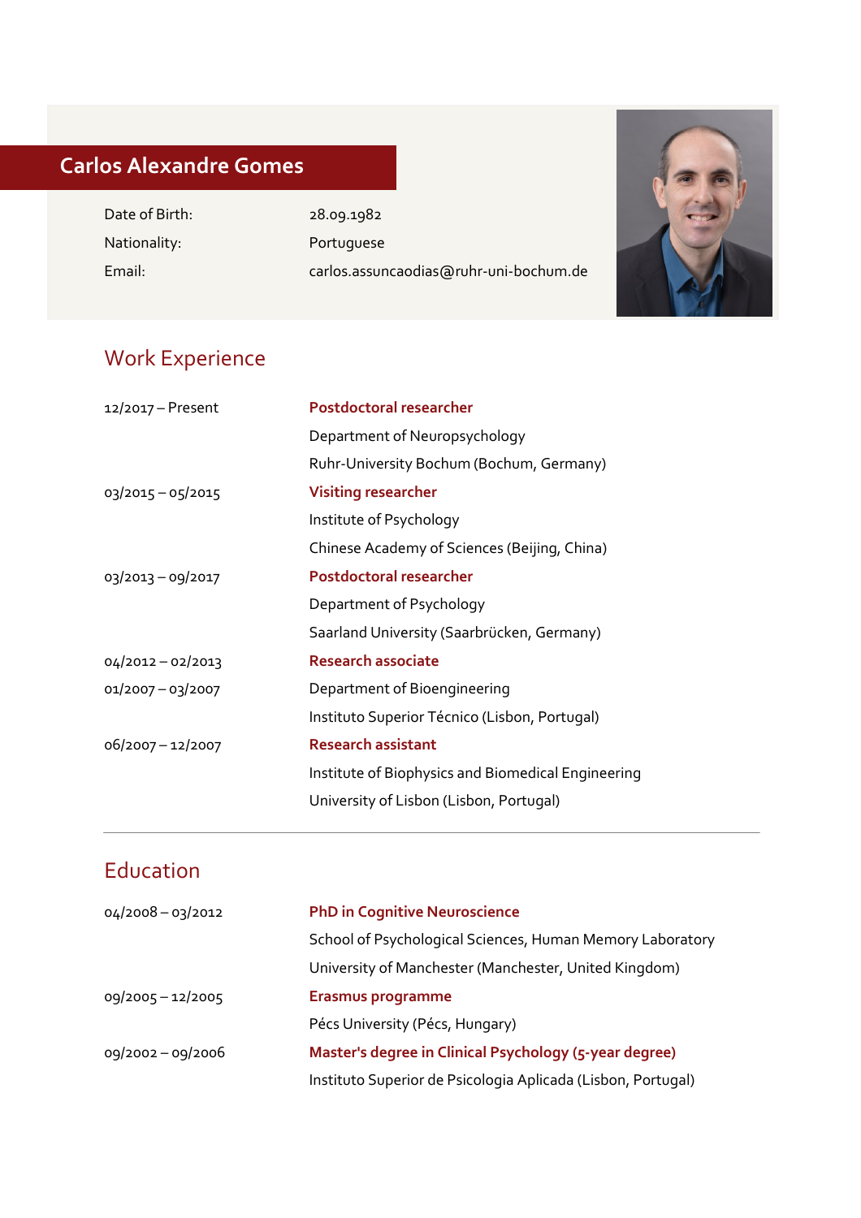# Carlos Alexandre Gomes

| | |
|---|---|
| Date of Birth: | 28.09.1982 |
| Nationality: | Portuguese |
| Email: | carlos.assuncaodias@ruhr-uni-bochum.de |

## Work Experience

| | |
|---|---|
| 12/2017 – Present | **Postdoctoral researcher** |
| | Department of Neuropsychology |
| | Ruhr-University Bochum (Bochum, Germany) |
| 03/2015 – 05/2015 | **Visiting researcher** |
| | Institute of Psychology |
| | Chinese Academy of Sciences (Beijing, China) |
| 03/2013 – 09/2017 | **Postdoctoral researcher** |
| | Department of Psychology |
| | Saarland University (Saarbrücken, Germany) |
| 04/2012 – 02/2013 | **Research associate** |
| 01/2007 – 03/2007 | Department of Bioengineering |
| | Instituto Superior Técnico (Lisbon, Portugal) |
| 06/2007 – 12/2007 | **Research assistant** |
| | Institute of Biophysics and Biomedical Engineering |
| | University of Lisbon (Lisbon, Portugal) |

---

## Education

| | |
|---|---|
| 04/2008 – 03/2012 | **PhD in Cognitive Neuroscience** |
| | School of Psychological Sciences, Human Memory Laboratory |
| | University of Manchester (Manchester, United Kingdom) |
| 09/2005 – 12/2005 | **Erasmus programme** |
| | Pécs University (Pécs, Hungary) |
| 09/2002 – 09/2006 | **Master's degree in Clinical Psychology (5-year degree)** |
| | Instituto Superior de Psicologia Aplicada (Lisbon, Portugal) |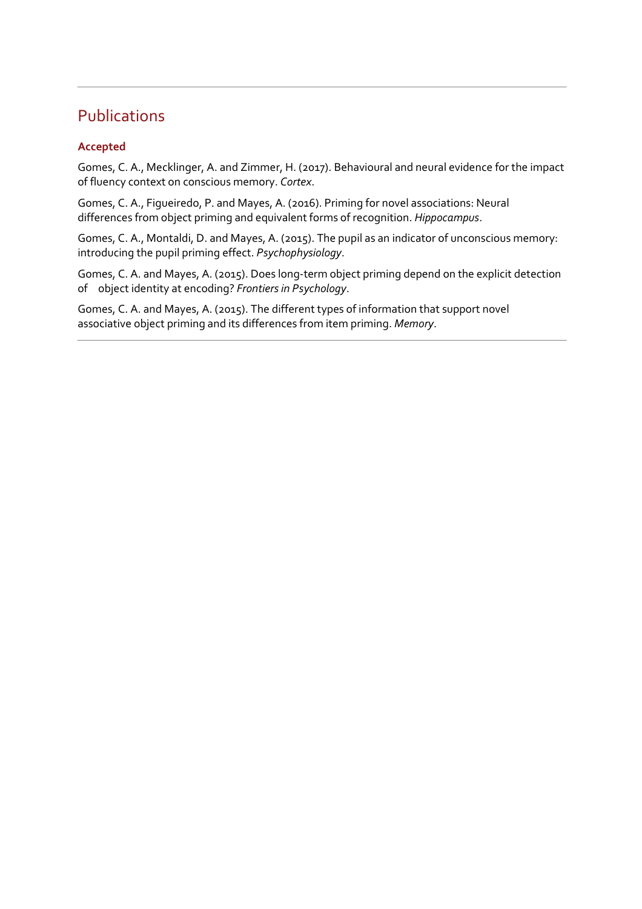## Publications

### Accepted

Gomes, C. A., Mecklinger, A. and Zimmer, H. (2017). Behavioural and neural evidence for the impact of fluency context on conscious memory. *Cortex*.

Gomes, C. A., Figueiredo, P. and Mayes, A. (2016). Priming for novel associations: Neural differences from object priming and equivalent forms of recognition. *Hippocampus*.

Gomes, C. A., Montaldi, D. and Mayes, A. (2015). The pupil as an indicator of unconscious memory: introducing the pupil priming effect. *Psychophysiology*.

Gomes, C. A. and Mayes, A. (2015). Does long-term object priming depend on the explicit detection of object identity at encoding? *Frontiers in Psychology*.

Gomes, C. A. and Mayes, A. (2015). The different types of information that support novel associative object priming and its differences from item priming. *Memory*.